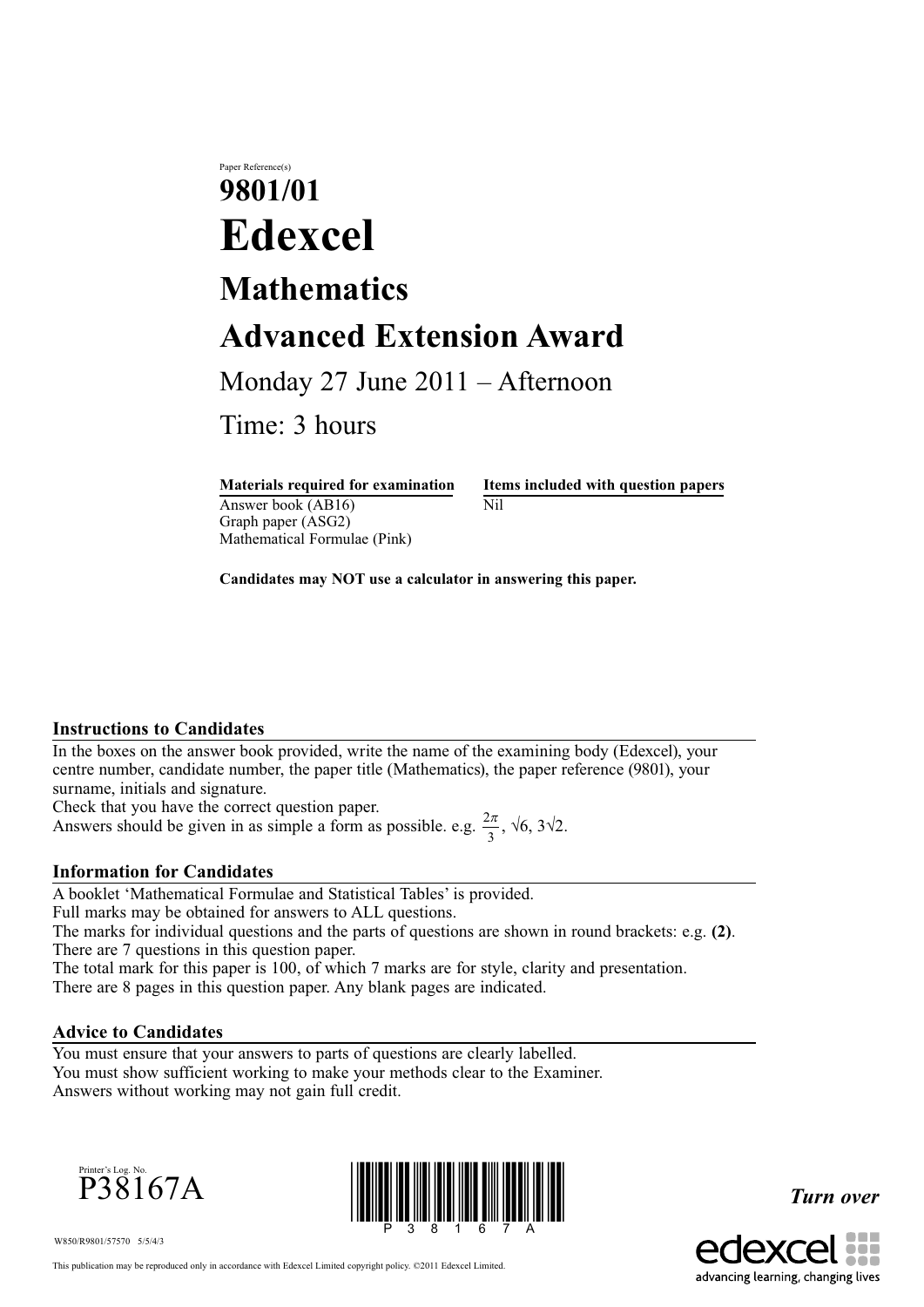Paper Reference(s)

# 9801/01

# Edexcel

## Mathematics

## Advanced Extension Award

Monday 27 June 2011 – Afternoon

Time: 3 hours

| Materials required for examination | Items included with question papers |
| --- | --- |
| Answer book (AB16) | Nil |
| Graph paper (ASG2) | |
| Mathematical Formulae (Pink) | |

**Candidates may NOT use a calculator in answering this paper.**

### Instructions to Candidates

In the boxes on the answer book provided, write the name of the examining body (Edexcel), your centre number, candidate number, the paper title (Mathematics), the paper reference (9801), your surname, initials and signature.
Check that you have the correct question paper.
Answers should be given in as simple a form as possible. e.g. $\frac{2\pi}{3}$, $\sqrt{6}$, $3\sqrt{2}$.

### Information for Candidates

A booklet 'Mathematical Formulae and Statistical Tables' is provided.
Full marks may be obtained for answers to ALL questions.
The marks for individual questions and the parts of questions are shown in round brackets: e.g. **(2)**.
There are 7 questions in this question paper.
The total mark for this paper is 100, of which 7 marks are for style, clarity and presentation.
There are 8 pages in this question paper. Any blank pages are indicated.

### Advice to Candidates

You must ensure that your answers to parts of questions are clearly labelled.
You must show sufficient working to make your methods clear to the Examiner.
Answers without working may not gain full credit.

Printer's Log. No.
P38167A

*Turn over*

W850/R9801/57570 5/5/4/3

This publication may be reproduced only in accordance with Edexcel Limited copyright policy. ©2011 Edexcel Limited.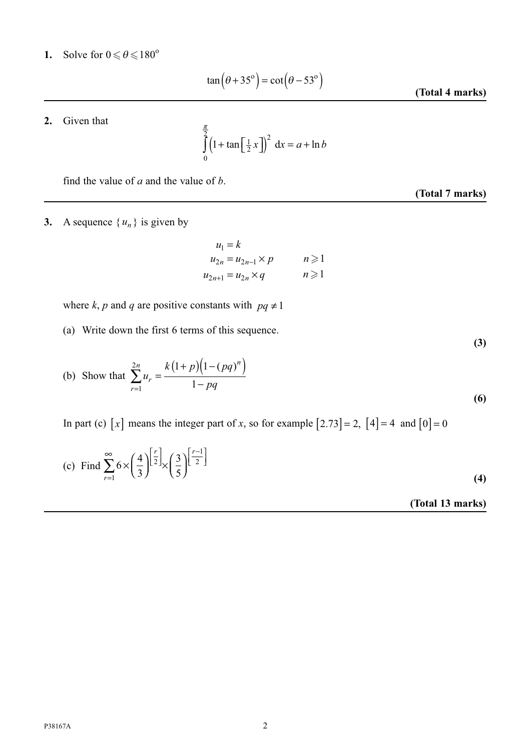**1.** Solve for $0 \leqslant \theta \leqslant 180^{\circ}$

$$\tan\left(\theta + 35^{\circ}\right) = \cot\left(\theta - 53^{\circ}\right)$$

**(Total 4 marks)**

---

**2.** Given that

$$\int_0^{\frac{\pi}{2}} \left(1 + \tan\left[\tfrac{1}{2}x\right]\right)^2 \, \mathrm{d}x = a + \ln b$$

find the value of *a* and the value of *b*.

**(Total 7 marks)**

---

**3.** A sequence $\{u_n\}$ is given by

$$u_1 = k$$
$$u_{2n} = u_{2n-1} \times p \qquad n \geqslant 1$$
$$u_{2n+1} = u_{2n} \times q \qquad n \geqslant 1$$

where *k*, *p* and *q* are positive constants with $pq \neq 1$

(a) Write down the first 6 terms of this sequence.

**(3)**

(b) Show that $\displaystyle\sum_{r=1}^{2n} u_r = \frac{k(1+p)\left(1-(pq)^n\right)}{1-pq}$

**(6)**

In part (c) $[x]$ means the integer part of *x*, so for example $[2.73] = 2$, $[4] = 4$ and $[0] = 0$

(c) Find $\displaystyle\sum_{r=1}^{\infty} 6 \times \left(\frac{4}{3}\right)^{\left[\frac{r}{2}\right]} \times \left(\frac{3}{5}\right)^{\left[\frac{r-1}{2}\right]}$

**(4)**

**(Total 13 marks)**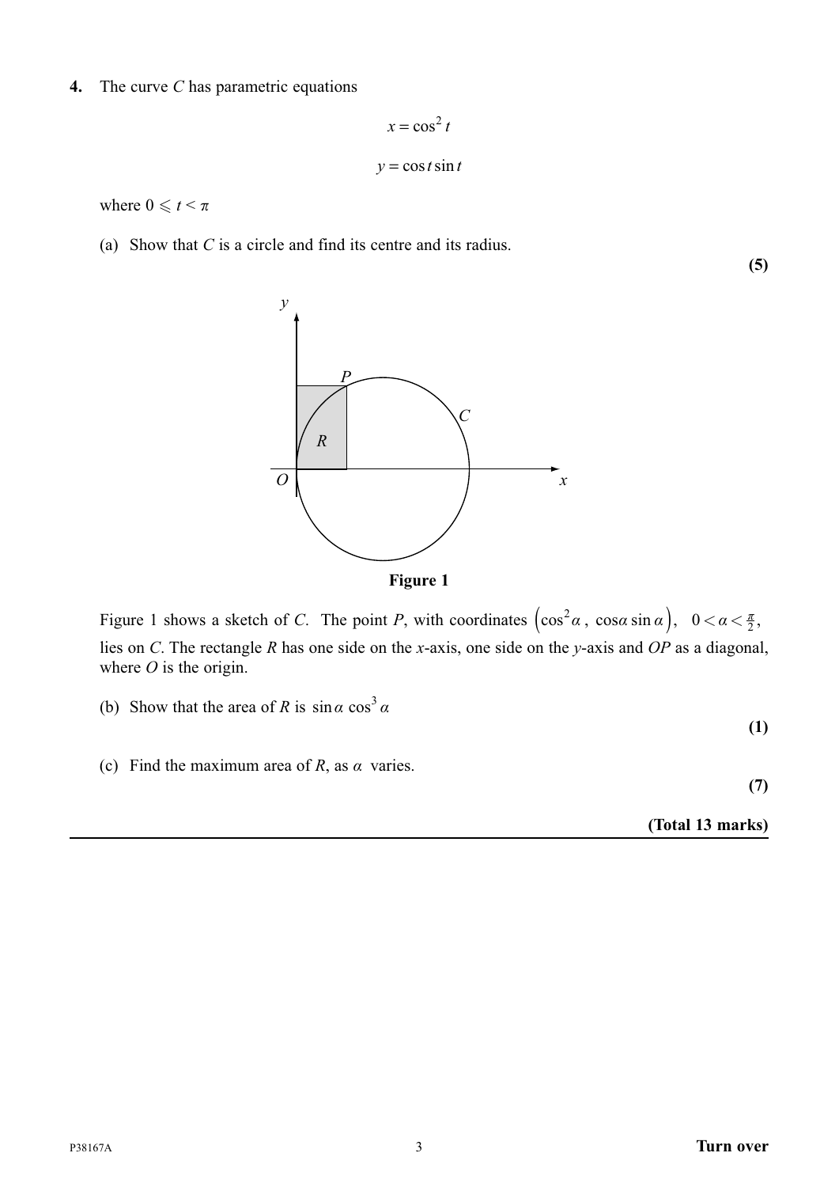**4.** The curve $C$ has parametric equations

$$x = \cos^2 t$$

$$y = \cos t \sin t$$

where $0 \leqslant t < \pi$

(a) Show that $C$ is a circle and find its centre and its radius.

**(5)**

**Figure 1**

Figure 1 shows a sketch of $C$. The point $P$, with coordinates $\left(\cos^2 \alpha,\ \cos\alpha \sin\alpha\right)$, $0 < \alpha < \frac{\pi}{2}$, lies on $C$. The rectangle $R$ has one side on the $x$-axis, one side on the $y$-axis and $OP$ as a diagonal, where $O$ is the origin.

(b) Show that the area of $R$ is $\sin\alpha \cos^3 \alpha$

**(1)**

(c) Find the maximum area of $R$, as $\alpha$ varies.

**(7)**

**(Total 13 marks)**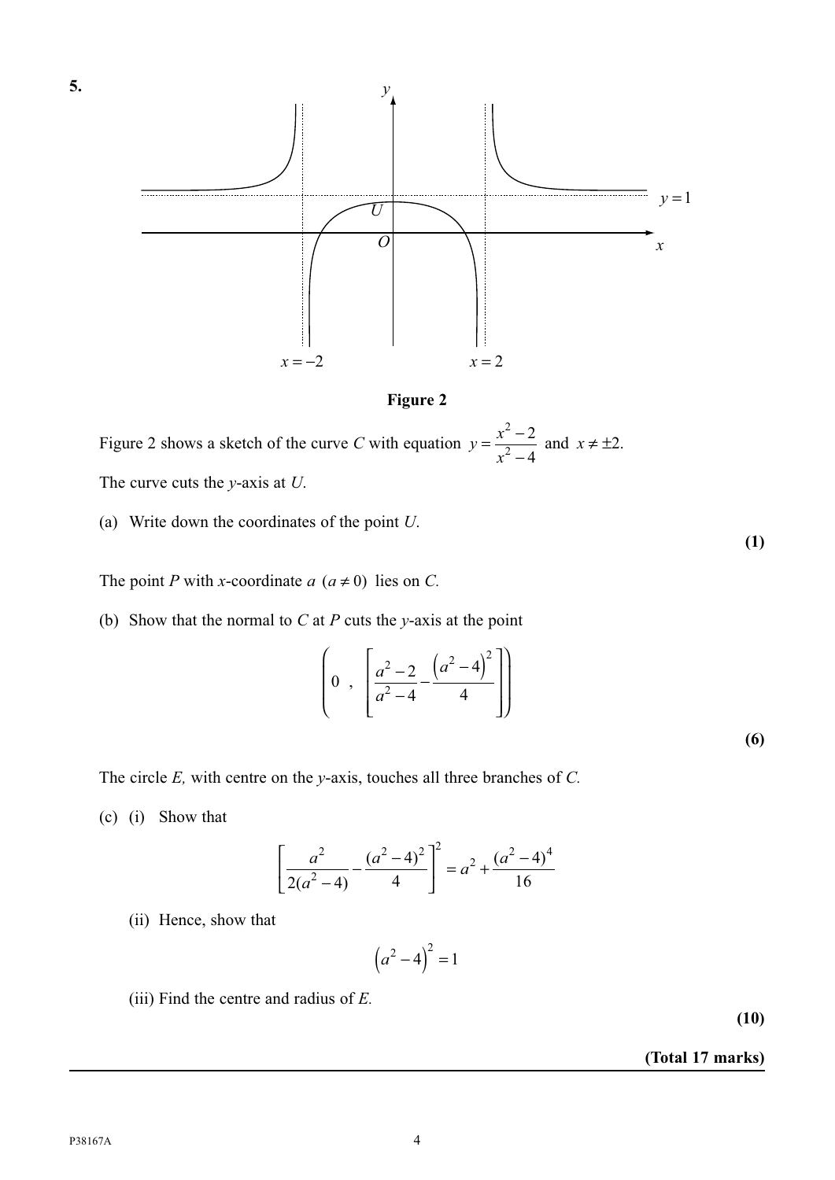**5.**

**Figure 2**

Figure 2 shows a sketch of the curve $C$ with equation $y = \dfrac{x^2 - 2}{x^2 - 4}$ and $x \neq \pm 2$.

The curve cuts the $y$-axis at $U$.

(a) Write down the coordinates of the point $U$.

**(1)**

The point $P$ with $x$-coordinate $a$ $(a \neq 0)$ lies on $C$.

(b) Show that the normal to $C$ at $P$ cuts the $y$-axis at the point

$$\left(0\ ,\ \left[\frac{a^2 - 2}{a^2 - 4} - \frac{\left(a^2 - 4\right)^2}{4}\right]\right)$$

**(6)**

The circle $E$, with centre on the $y$-axis, touches all three branches of $C$.

(c) (i) Show that

$$\left[\frac{a^2}{2(a^2 - 4)} - \frac{(a^2 - 4)^2}{4}\right]^2 = a^2 + \frac{(a^2 - 4)^4}{16}$$

(ii) Hence, show that

$$\left(a^2 - 4\right)^2 = 1$$

(iii) Find the centre and radius of $E$.

**(10)**

**(Total 17 marks)**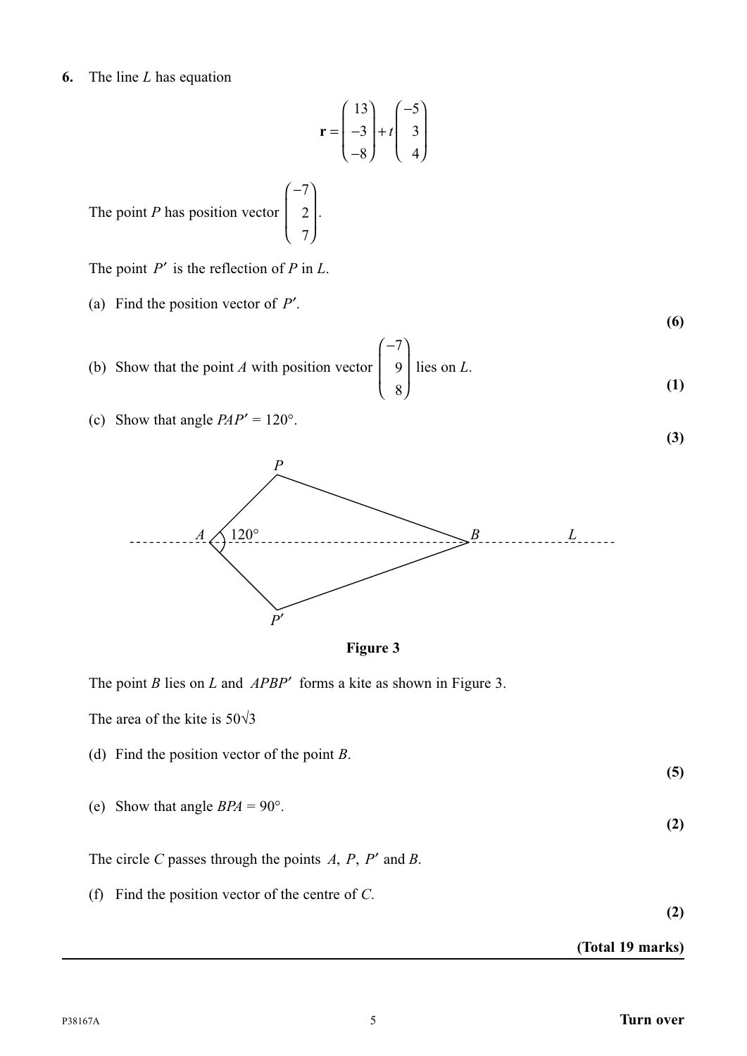**6.** The line $L$ has equation

$$\mathbf{r} = \begin{pmatrix} 13 \\ -3 \\ -8 \end{pmatrix} + t\begin{pmatrix} -5 \\ 3 \\ 4 \end{pmatrix}$$

The point $P$ has position vector $\begin{pmatrix} -7 \\ 2 \\ 7 \end{pmatrix}$.

The point $P'$ is the reflection of $P$ in $L$.

(a) Find the position vector of $P'$.
**(6)**

(b) Show that the point $A$ with position vector $\begin{pmatrix} -7 \\ 9 \\ 8 \end{pmatrix}$ lies on $L$.
**(1)**

(c) Show that angle $PAP' = 120°$.
**(3)**

**Figure 3**

The point $B$ lies on $L$ and $APBP'$ forms a kite as shown in Figure 3.

The area of the kite is $50\sqrt{3}$

(d) Find the position vector of the point $B$.
**(5)**

(e) Show that angle $BPA = 90°$.
**(2)**

The circle $C$ passes through the points $A$, $P$, $P'$ and $B$.

(f) Find the position vector of the centre of $C$.
**(2)**

**(Total 19 marks)**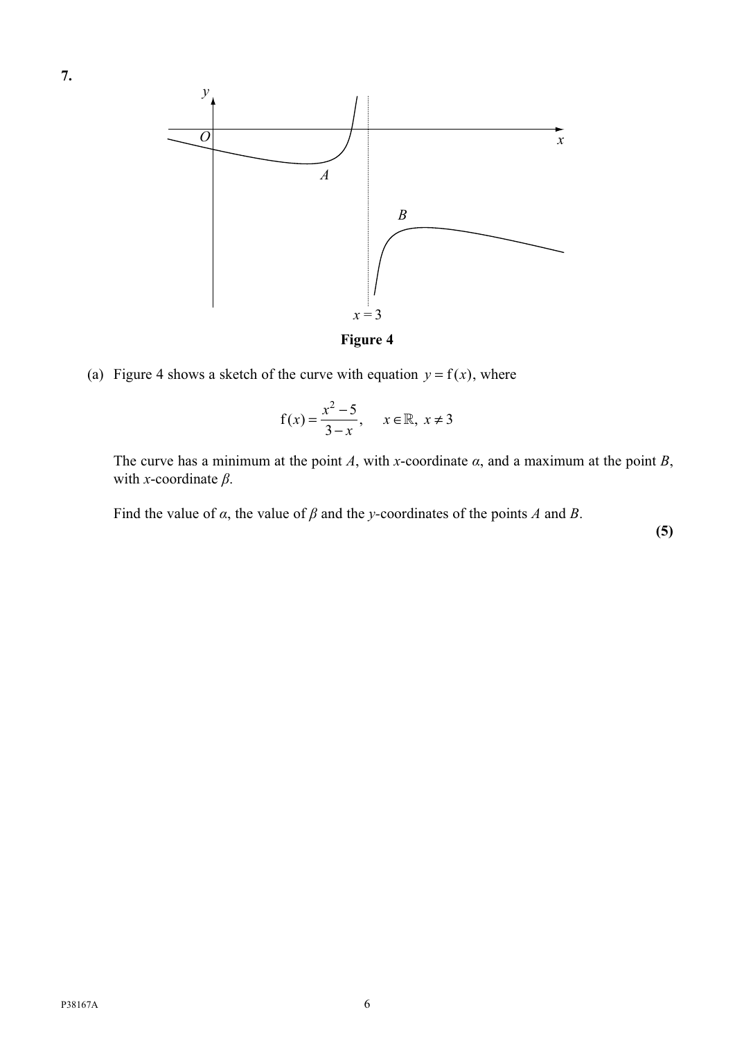**7.**

**Figure 4**

(a) Figure 4 shows a sketch of the curve with equation $y = \mathrm{f}(x)$, where

$$\mathrm{f}(x) = \frac{x^2 - 5}{3 - x}, \quad x \in \mathbb{R}, \; x \neq 3$$

The curve has a minimum at the point $A$, with $x$-coordinate $\alpha$, and a maximum at the point $B$, with $x$-coordinate $\beta$.

Find the value of $\alpha$, the value of $\beta$ and the $y$-coordinates of the points $A$ and $B$.

**(5)**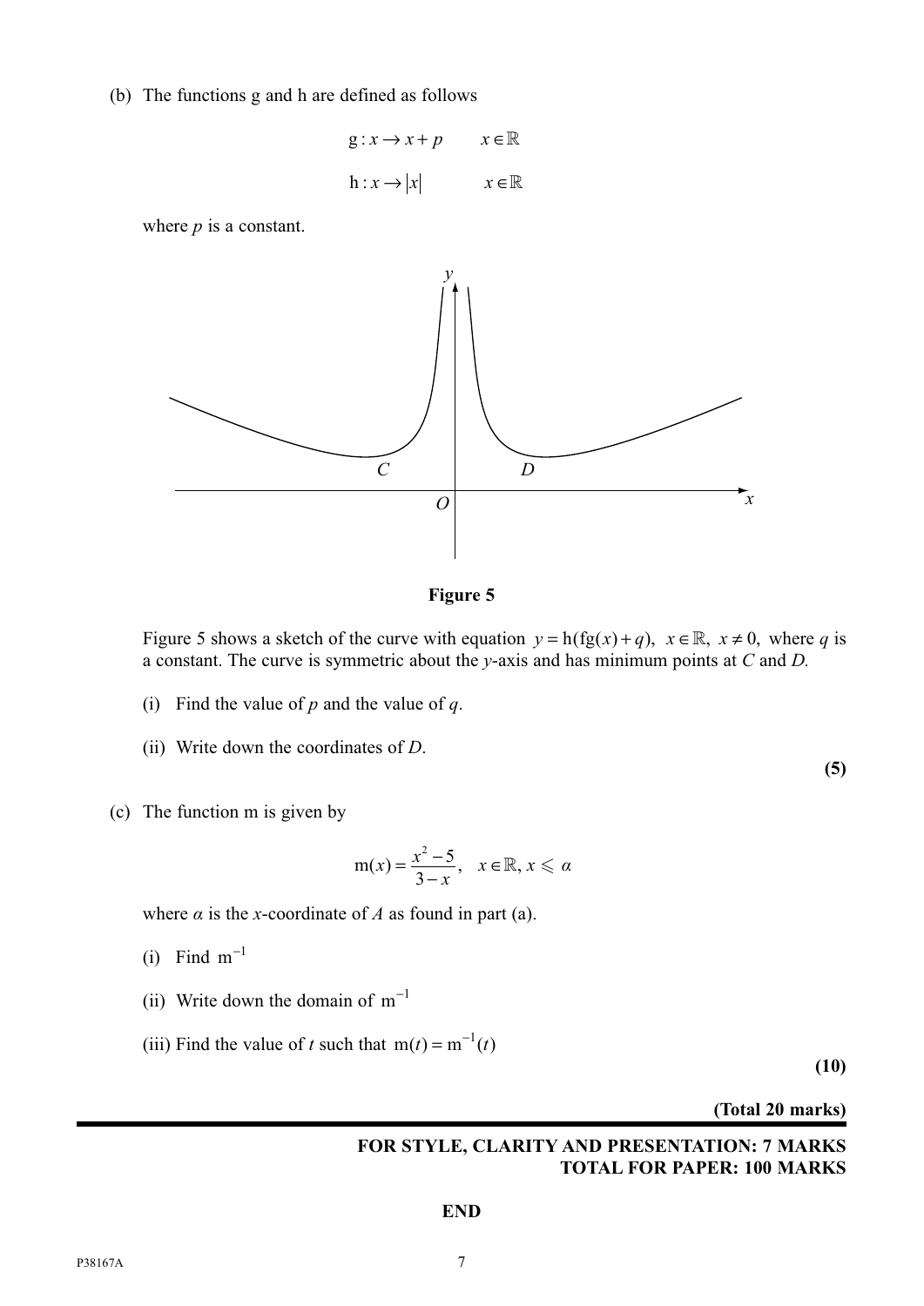(b) The functions g and h are defined as follows

$$g : x \to x + p \qquad x \in \mathbb{R}$$

$$h : x \to |x| \qquad x \in \mathbb{R}$$

where $p$ is a constant.

**Figure 5**

Figure 5 shows a sketch of the curve with equation $y = \mathrm{h}(\mathrm{fg}(x) + q)$, $x \in \mathbb{R}$, $x \neq 0$, where $q$ is a constant. The curve is symmetric about the $y$-axis and has minimum points at $C$ and $D$.

(i) Find the value of $p$ and the value of $q$.

(ii) Write down the coordinates of $D$.

**(5)**

(c) The function m is given by

$$\mathrm{m}(x) = \frac{x^2 - 5}{3 - x}, \quad x \in \mathbb{R}, x \leqslant \alpha$$

where $\alpha$ is the $x$-coordinate of $A$ as found in part (a).

(i) Find $\mathrm{m}^{-1}$

(ii) Write down the domain of $\mathrm{m}^{-1}$

(iii) Find the value of $t$ such that $\mathrm{m}(t) = \mathrm{m}^{-1}(t)$

**(10)**

**(Total 20 marks)**

**FOR STYLE, CLARITY AND PRESENTATION: 7 MARKS**
**TOTAL FOR PAPER: 100 MARKS**

**END**